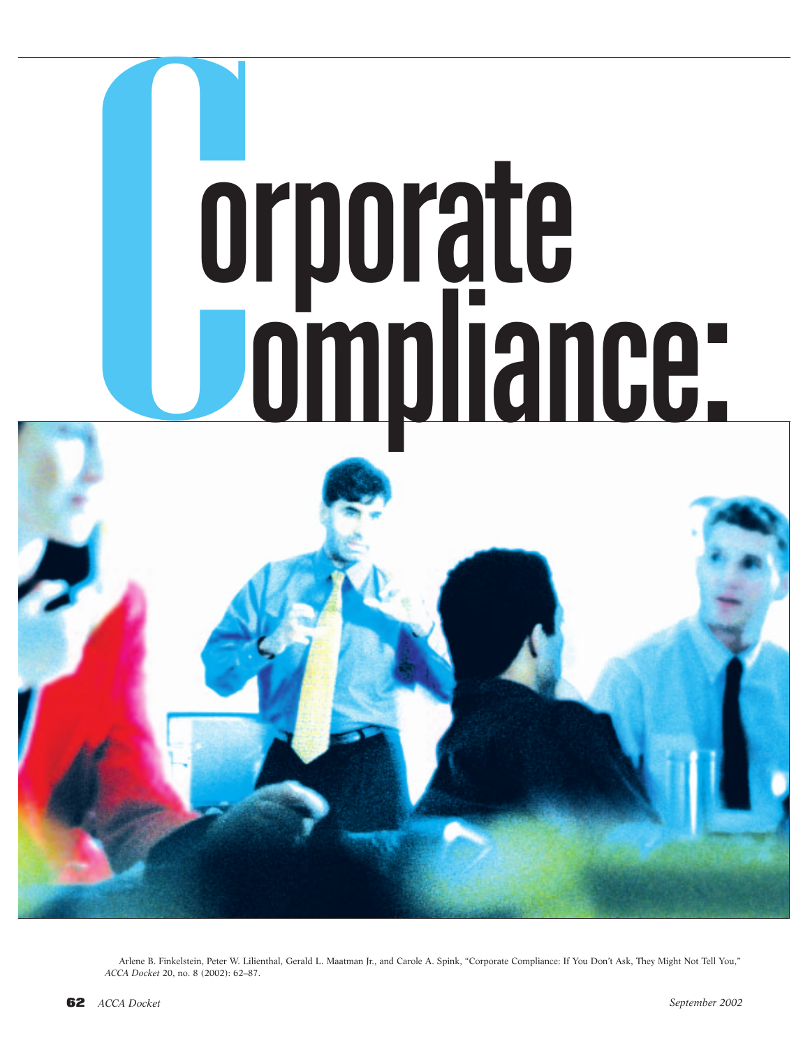# Corporate Compliance:

Arlene B. Finkelstein, Peter W. Lilienthal, Gerald L. Maatman Jr., and Carole A. Spink, "Corporate Compliance: If You Don't Ask, They Might Not Tell You," *ACCA Docket* 20, no. 8 (2002): 62–87.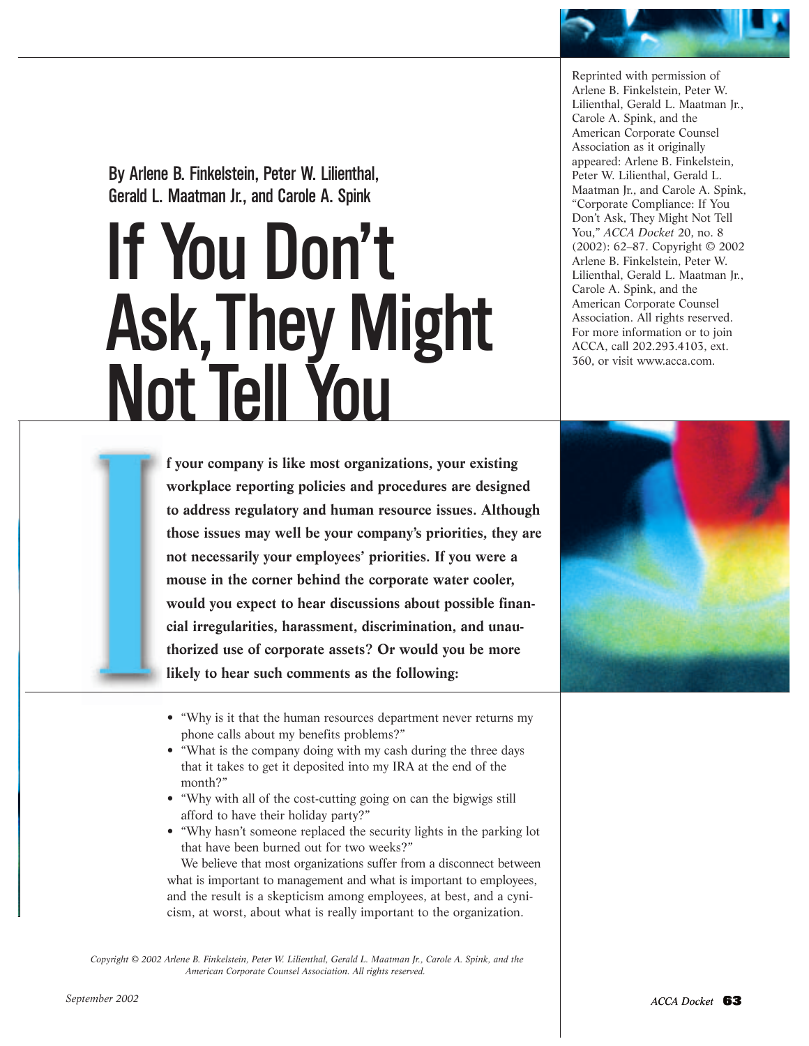By Arlene B. Finkelstein, Peter W. Lilienthal, Gerald L. Maatman Jr., and Carole A. Spink

# If You Don't Ask, They Might Not Tell You

Reprinted with permission of Arlene B. Finkelstein, Peter W. Lilienthal, Gerald L. Maatman Jr., Carole A. Spink, and the American Corporate Counsel Association as it originally appeared: Arlene B. Finkelstein, Peter W. Lilienthal, Gerald L. Maatman Jr., and Carole A. Spink, "Corporate Compliance: If You Don't Ask, They Might Not Tell You," *ACCA Docket* 20, no. 8 (2002): 62–87. Copyright © 2002 Arlene B. Finkelstein, Peter W. Lilienthal, Gerald L. Maatman Jr., Carole A. Spink, and the American Corporate Counsel Association. All rights reserved. For more information or to join ACCA, call 202.293.4103, ext. 360, or visit www.acca.com.

**If your company is like most organizations, your existing workplace reporting policies and procedures are designed to address regulatory and human resource issues. Although those issues may well be your company's priorities, they are not necessarily your employees' priorities. If you were a mouse in the corner behind the corporate water cooler, would you expect to hear discussions about possible financial irregularities, harassment, discrimination, and unauthorized use of corporate assets? Or would you be more likely to hear such comments as the following:**

- "Why is it that the human resources department never returns my phone calls about my benefits problems?"
- "What is the company doing with my cash during the three days that it takes to get it deposited into my IRA at the end of the month?"
- "Why with all of the cost-cutting going on can the bigwigs still afford to have their holiday party?"
- "Why hasn't someone replaced the security lights in the parking lot that have been burned out for two weeks?"

We believe that most organizations suffer from a disconnect between what is important to management and what is important to employees, and the result is a skepticism among employees, at best, and a cynicism, at worst, about what is really important to the organization.

*Copyright © 2002 Arlene B. Finkelstein, Peter W. Lilienthal, Gerald L. Maatman Jr., Carole A. Spink, and the American Corporate Counsel Association. All rights reserved.*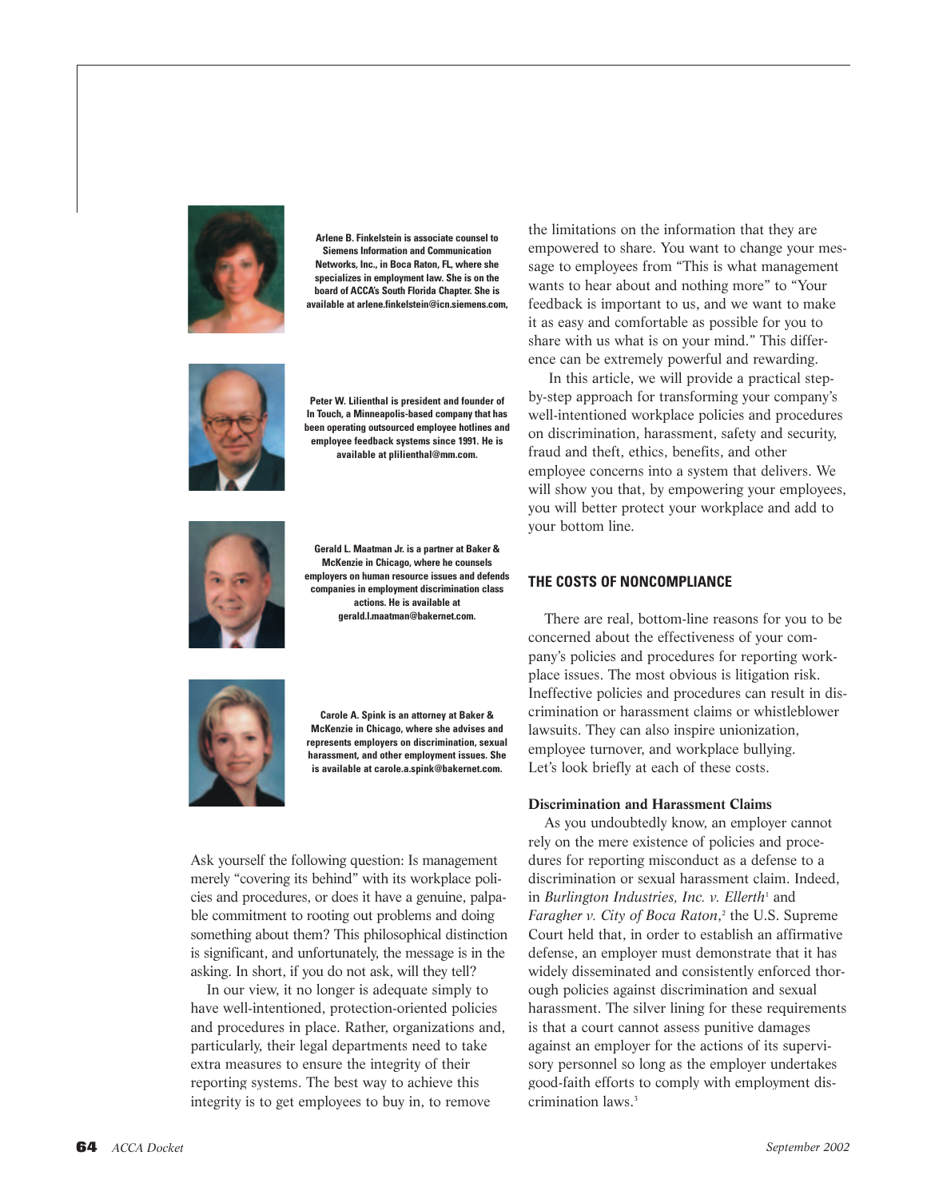**Arlene B. Finkelstein is associate counsel to Siemens Information and Communication Networks, Inc., in Boca Raton, FL, where she specializes in employment law. She is on the board of ACCA's South Florida Chapter. She is available at arlene.finkelstein@icn.siemens.com,**

**Peter W. Lilienthal is president and founder of In Touch, a Minneapolis-based company that has been operating outsourced employee hotlines and employee feedback systems since 1991. He is available at plilienthal@mm.com.**

**Gerald L. Maatman Jr. is a partner at Baker & McKenzie in Chicago, where he counsels employers on human resource issues and defends companies in employment discrimination class actions. He is available at gerald.l.maatman@bakernet.com.**

**Carole A. Spink is an attorney at Baker & McKenzie in Chicago, where she advises and represents employers on discrimination, sexual harassment, and other employment issues. She is available at carole.a.spink@bakernet.com.**

Ask yourself the following question: Is management merely "covering its behind" with its workplace policies and procedures, or does it have a genuine, palpable commitment to rooting out problems and doing something about them? This philosophical distinction is significant, and unfortunately, the message is in the asking. In short, if you do not ask, will they tell?

In our view, it no longer is adequate simply to have well-intentioned, protection-oriented policies and procedures in place. Rather, organizations and, particularly, their legal departments need to take extra measures to ensure the integrity of their reporting systems. The best way to achieve this integrity is to get employees to buy in, to remove the limitations on the information that they are empowered to share. You want to change your message to employees from "This is what management wants to hear about and nothing more" to "Your feedback is important to us, and we want to make it as easy and comfortable as possible for you to share with us what is on your mind." This difference can be extremely powerful and rewarding.

In this article, we will provide a practical step-by-step approach for transforming your company's well-intentioned workplace policies and procedures on discrimination, harassment, safety and security, fraud and theft, ethics, benefits, and other employee concerns into a system that delivers. We will show you that, by empowering your employees, you will better protect your workplace and add to your bottom line.

## THE COSTS OF NONCOMPLIANCE

There are real, bottom-line reasons for you to be concerned about the effectiveness of your company's policies and procedures for reporting workplace issues. The most obvious is litigation risk. Ineffective policies and procedures can result in discrimination or harassment claims or whistleblower lawsuits. They can also inspire unionization, employee turnover, and workplace bullying. Let's look briefly at each of these costs.

### Discrimination and Harassment Claims

As you undoubtedly know, an employer cannot rely on the mere existence of policies and procedures for reporting misconduct as a defense to a discrimination or sexual harassment claim. Indeed, in *Burlington Industries, Inc. v. Ellerth*[1] and *Faragher v. City of Boca Raton*,[2] the U.S. Supreme Court held that, in order to establish an affirmative defense, an employer must demonstrate that it has widely disseminated and consistently enforced thorough policies against discrimination and sexual harassment. The silver lining for these requirements is that a court cannot assess punitive damages against an employer for the actions of its supervisory personnel so long as the employer undertakes good-faith efforts to comply with employment discrimination laws.[3]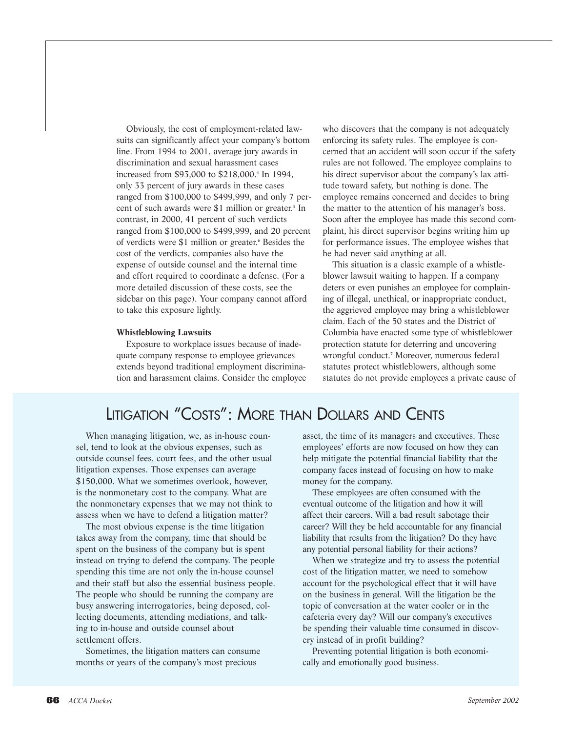Obviously, the cost of employment-related lawsuits can significantly affect your company's bottom line. From 1994 to 2001, average jury awards in discrimination and sexual harassment cases increased from $93,000 to $218,000.[4] In 1994, only 33 percent of jury awards in these cases ranged from $100,000 to $499,999, and only 7 percent of such awards were $1 million or greater.[5] In contrast, in 2000, 41 percent of such verdicts ranged from $100,000 to $499,999, and 20 percent of verdicts were $1 million or greater.[6] Besides the cost of the verdicts, companies also have the expense of outside counsel and the internal time and effort required to coordinate a defense. (For a more detailed discussion of these costs, see the sidebar on this page). Your company cannot afford to take this exposure lightly.

**Whistleblowing Lawsuits**

Exposure to workplace issues because of inadequate company response to employee grievances extends beyond traditional employment discrimination and harassment claims. Consider the employee who discovers that the company is not adequately enforcing its safety rules. The employee is concerned that an accident will soon occur if the safety rules are not followed. The employee complains to his direct supervisor about the company's lax attitude toward safety, but nothing is done. The employee remains concerned and decides to bring the matter to the attention of his manager's boss. Soon after the employee has made this second complaint, his direct supervisor begins writing him up for performance issues. The employee wishes that he had never said anything at all.

This situation is a classic example of a whistleblower lawsuit waiting to happen. If a company deters or even punishes an employee for complaining of illegal, unethical, or inappropriate conduct, the aggrieved employee may bring a whistleblower claim. Each of the 50 states and the District of Columbia have enacted some type of whistleblower protection statute for deterring and uncovering wrongful conduct.[7] Moreover, numerous federal statutes protect whistleblowers, although some statutes do not provide employees a private cause of

## Litigation "Costs": More than Dollars and Cents

When managing litigation, we, as in-house counsel, tend to look at the obvious expenses, such as outside counsel fees, court fees, and the other usual litigation expenses. Those expenses can average $150,000. What we sometimes overlook, however, is the nonmonetary cost to the company. What are the nonmonetary expenses that we may not think to assess when we have to defend a litigation matter?

The most obvious expense is the time litigation takes away from the company, time that should be spent on the business of the company but is spent instead on trying to defend the company. The people spending this time are not only the in-house counsel and their staff but also the essential business people. The people who should be running the company are busy answering interrogatories, being deposed, collecting documents, attending mediations, and talking to in-house and outside counsel about settlement offers.

Sometimes, the litigation matters can consume months or years of the company's most precious asset, the time of its managers and executives. These employees' efforts are now focused on how they can help mitigate the potential financial liability that the company faces instead of focusing on how to make money for the company.

These employees are often consumed with the eventual outcome of the litigation and how it will affect their careers. Will a bad result sabotage their career? Will they be held accountable for any financial liability that results from the litigation? Do they have any potential personal liability for their actions?

When we strategize and try to assess the potential cost of the litigation matter, we need to somehow account for the psychological effect that it will have on the business in general. Will the litigation be the topic of conversation at the water cooler or in the cafeteria every day? Will our company's executives be spending their valuable time consumed in discovery instead of in profit building?

Preventing potential litigation is both economically and emotionally good business.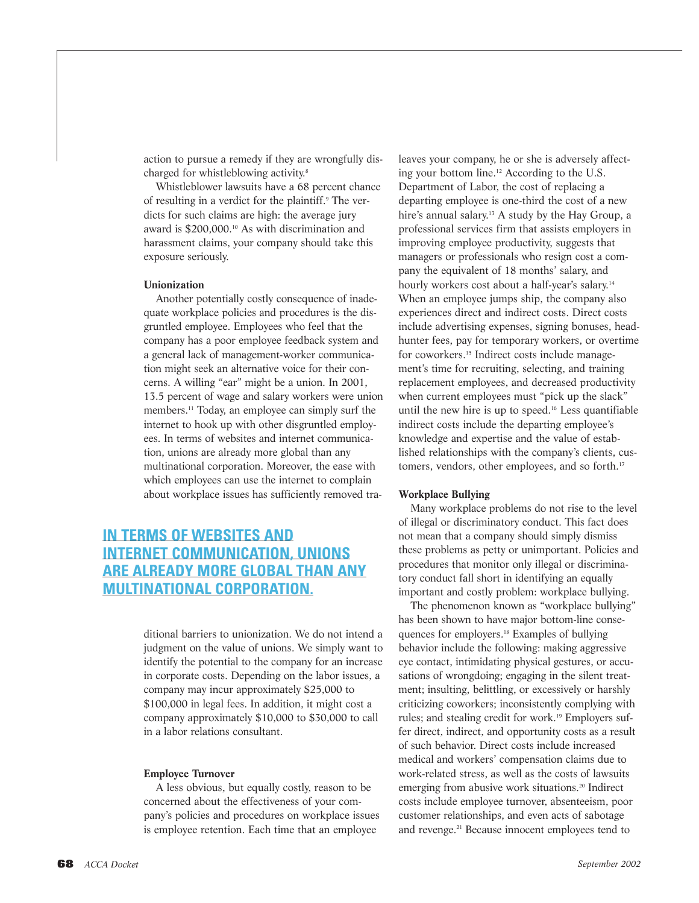action to pursue a remedy if they are wrongfully discharged for whistleblowing activity.[8]

Whistleblower lawsuits have a 68 percent chance of resulting in a verdict for the plaintiff.[9] The verdicts for such claims are high: the average jury award is $200,000.[10] As with discrimination and harassment claims, your company should take this exposure seriously.

**Unionization**

Another potentially costly consequence of inadequate workplace policies and procedures is the disgruntled employee. Employees who feel that the company has a poor employee feedback system and a general lack of management-worker communication might seek an alternative voice for their concerns. A willing "ear" might be a union. In 2001, 13.5 percent of wage and salary workers were union members.[11] Today, an employee can simply surf the internet to hook up with other disgruntled employees. In terms of websites and internet communication, unions are already more global than any multinational corporation. Moreover, the ease with which employees can use the internet to complain about workplace issues has sufficiently removed traditional barriers to unionization. We do not intend a judgment on the value of unions. We simply want to identify the potential to the company for an increase in corporate costs. Depending on the labor issues, a company may incur approximately $25,000 to $100,000 in legal fees. In addition, it might cost a company approximately $10,000 to $30,000 to call in a labor relations consultant.

**IN TERMS OF WEBSITES AND INTERNET COMMUNICATION, UNIONS ARE ALREADY MORE GLOBAL THAN ANY MULTINATIONAL CORPORATION.**

**Employee Turnover**

A less obvious, but equally costly, reason to be concerned about the effectiveness of your company's policies and procedures on workplace issues is employee retention. Each time that an employee leaves your company, he or she is adversely affecting your bottom line.[12] According to the U.S. Department of Labor, the cost of replacing a departing employee is one-third the cost of a new hire's annual salary.[13] A study by the Hay Group, a professional services firm that assists employers in improving employee productivity, suggests that managers or professionals who resign cost a company the equivalent of 18 months' salary, and hourly workers cost about a half-year's salary.[14] When an employee jumps ship, the company also experiences direct and indirect costs. Direct costs include advertising expenses, signing bonuses, headhunter fees, pay for temporary workers, or overtime for coworkers.[15] Indirect costs include management's time for recruiting, selecting, and training replacement employees, and decreased productivity when current employees must "pick up the slack" until the new hire is up to speed.[16] Less quantifiable indirect costs include the departing employee's knowledge and expertise and the value of established relationships with the company's clients, customers, vendors, other employees, and so forth.[17]

**Workplace Bullying**

Many workplace problems do not rise to the level of illegal or discriminatory conduct. This fact does not mean that a company should simply dismiss these problems as petty or unimportant. Policies and procedures that monitor only illegal or discriminatory conduct fall short in identifying an equally important and costly problem: workplace bullying.

The phenomenon known as "workplace bullying" has been shown to have major bottom-line consequences for employers.[18] Examples of bullying behavior include the following: making aggressive eye contact, intimidating physical gestures, or accusations of wrongdoing; engaging in the silent treatment; insulting, belittling, or excessively or harshly criticizing coworkers; inconsistently complying with rules; and stealing credit for work.[19] Employers suffer direct, indirect, and opportunity costs as a result of such behavior. Direct costs include increased medical and workers' compensation claims due to work-related stress, as well as the costs of lawsuits emerging from abusive work situations.[20] Indirect costs include employee turnover, absenteeism, poor customer relationships, and even acts of sabotage and revenge.[21] Because innocent employees tend to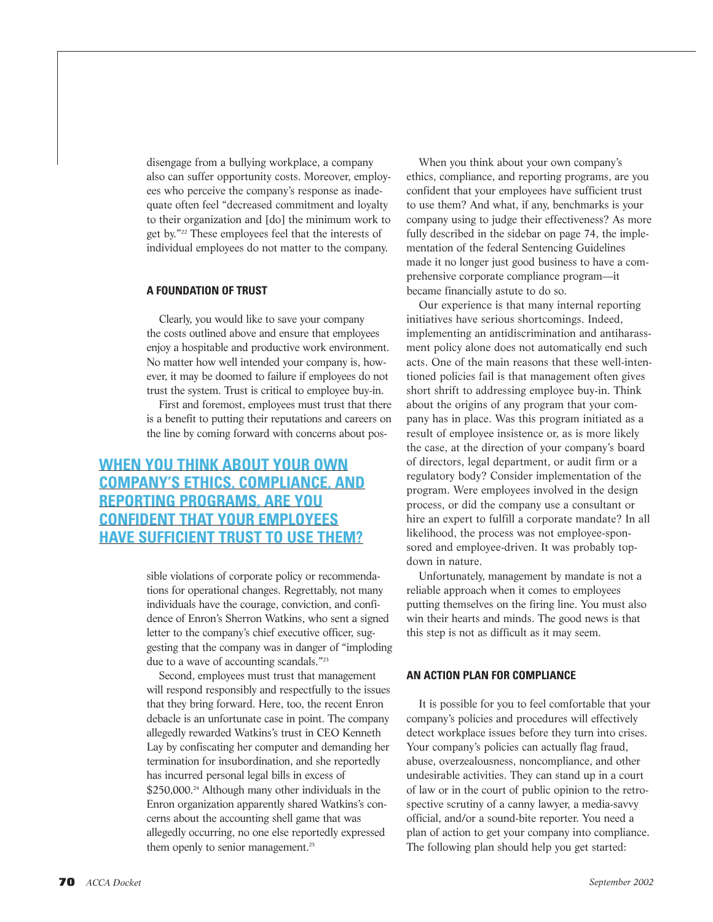disengage from a bullying workplace, a company also can suffer opportunity costs. Moreover, employees who perceive the company's response as inadequate often feel "decreased commitment and loyalty to their organization and [do] the minimum work to get by."[22] These employees feel that the interests of individual employees do not matter to the company.

### A FOUNDATION OF TRUST

Clearly, you would like to save your company the costs outlined above and ensure that employees enjoy a hospitable and productive work environment. No matter how well intended your company is, however, it may be doomed to failure if employees do not trust the system. Trust is critical to employee buy-in.

First and foremost, employees must trust that there is a benefit to putting their reputations and careers on the line by coming forward with concerns about possible violations of corporate policy or recommendations for operational changes. Regrettably, not many individuals have the courage, conviction, and confidence of Enron's Sherron Watkins, who sent a signed letter to the company's chief executive officer, suggesting that the company was in danger of "imploding due to a wave of accounting scandals."[23]

**WHEN YOU THINK ABOUT YOUR OWN COMPANY'S ETHICS, COMPLIANCE, AND REPORTING PROGRAMS, ARE YOU CONFIDENT THAT YOUR EMPLOYEES HAVE SUFFICIENT TRUST TO USE THEM?**

Second, employees must trust that management will respond responsibly and respectfully to the issues that they bring forward. Here, too, the recent Enron debacle is an unfortunate case in point. The company allegedly rewarded Watkins's trust in CEO Kenneth Lay by confiscating her computer and demanding her termination for insubordination, and she reportedly has incurred personal legal bills in excess of $250,000.[24] Although many other individuals in the Enron organization apparently shared Watkins's concerns about the accounting shell game that was allegedly occurring, no one else reportedly expressed them openly to senior management.[25]

When you think about your own company's ethics, compliance, and reporting programs, are you confident that your employees have sufficient trust to use them? And what, if any, benchmarks is your company using to judge their effectiveness? As more fully described in the sidebar on page 74, the implementation of the federal Sentencing Guidelines made it no longer just good business to have a comprehensive corporate compliance program—it became financially astute to do so.

Our experience is that many internal reporting initiatives have serious shortcomings. Indeed, implementing an antidiscrimination and antiharassment policy alone does not automatically end such acts. One of the main reasons that these well-intentioned policies fail is that management often gives short shrift to addressing employee buy-in. Think about the origins of any program that your company has in place. Was this program initiated as a result of employee insistence or, as is more likely the case, at the direction of your company's board of directors, legal department, or audit firm or a regulatory body? Consider implementation of the program. Were employees involved in the design process, or did the company use a consultant or hire an expert to fulfill a corporate mandate? In all likelihood, the process was not employee-sponsored and employee-driven. It was probably top-down in nature.

Unfortunately, management by mandate is not a reliable approach when it comes to employees putting themselves on the firing line. You must also win their hearts and minds. The good news is that this step is not as difficult as it may seem.

### AN ACTION PLAN FOR COMPLIANCE

It is possible for you to feel comfortable that your company's policies and procedures will effectively detect workplace issues before they turn into crises. Your company's policies can actually flag fraud, abuse, overzealousness, noncompliance, and other undesirable activities. They can stand up in a court of law or in the court of public opinion to the retrospective scrutiny of a canny lawyer, a media-savvy official, and/or a sound-bite reporter. You need a plan of action to get your company into compliance. The following plan should help you get started: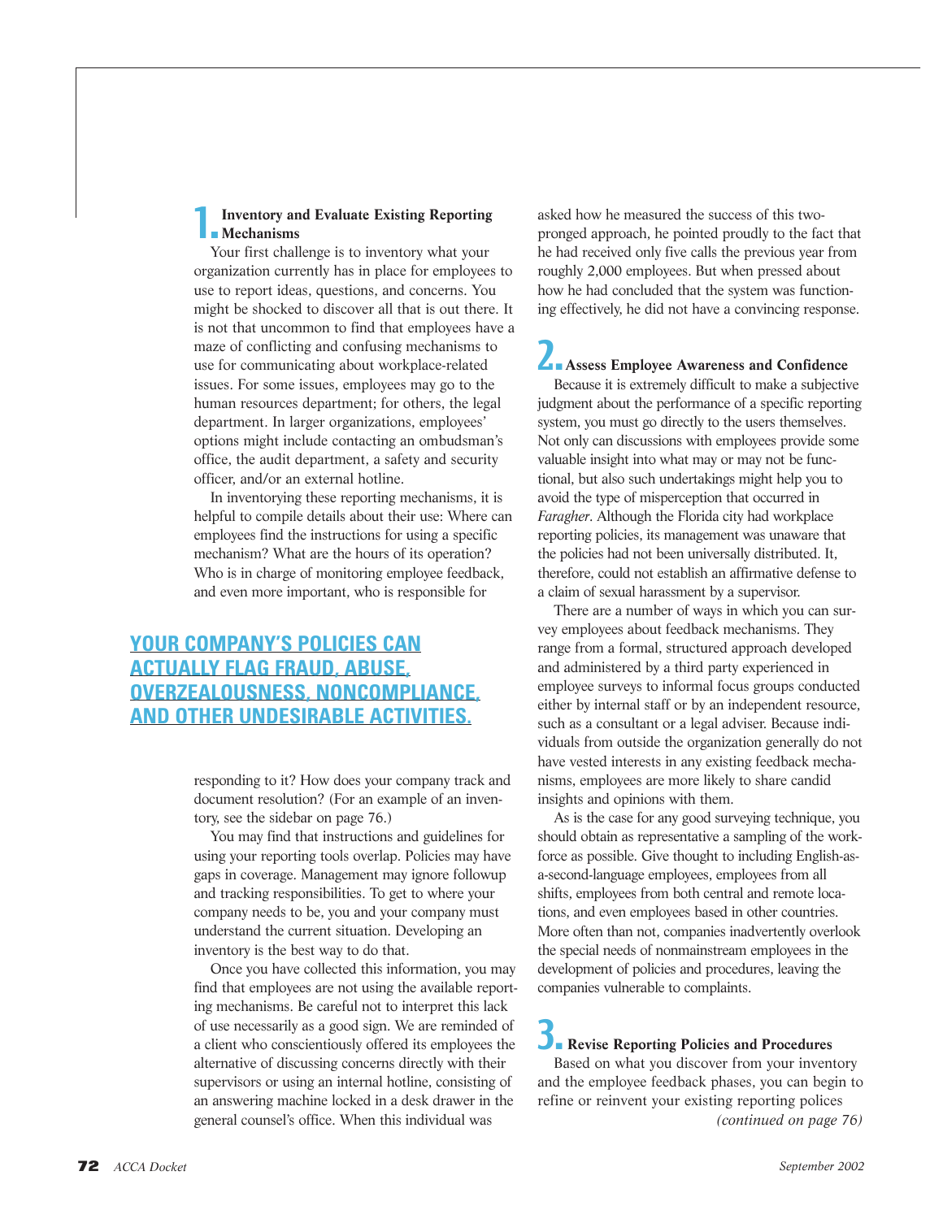### 1. Inventory and Evaluate Existing Reporting Mechanisms

Your first challenge is to inventory what your organization currently has in place for employees to use to report ideas, questions, and concerns. You might be shocked to discover all that is out there. It is not that uncommon to find that employees have a maze of conflicting and confusing mechanisms to use for communicating about workplace-related issues. For some issues, employees may go to the human resources department; for others, the legal department. In larger organizations, employees' options might include contacting an ombudsman's office, the audit department, a safety and security officer, and/or an external hotline.

In inventorying these reporting mechanisms, it is helpful to compile details about their use: Where can employees find the instructions for using a specific mechanism? What are the hours of its operation? Who is in charge of monitoring employee feedback, and even more important, who is responsible for responding to it? How does your company track and document resolution? (For an example of an inventory, see the sidebar on page 76.)

**YOUR COMPANY'S POLICIES CAN ACTUALLY FLAG FRAUD, ABUSE, OVERZEALOUSNESS, NONCOMPLIANCE, AND OTHER UNDESIRABLE ACTIVITIES.**

You may find that instructions and guidelines for using your reporting tools overlap. Policies may have gaps in coverage. Management may ignore followup and tracking responsibilities. To get to where your company needs to be, you and your company must understand the current situation. Developing an inventory is the best way to do that.

Once you have collected this information, you may find that employees are not using the available reporting mechanisms. Be careful not to interpret this lack of use necessarily as a good sign. We are reminded of a client who conscientiously offered its employees the alternative of discussing concerns directly with their supervisors or using an internal hotline, consisting of an answering machine locked in a desk drawer in the general counsel's office. When this individual was asked how he measured the success of this two-pronged approach, he pointed proudly to the fact that he had received only five calls the previous year from roughly 2,000 employees. But when pressed about how he had concluded that the system was functioning effectively, he did not have a convincing response.

### 2. Assess Employee Awareness and Confidence

Because it is extremely difficult to make a subjective judgment about the performance of a specific reporting system, you must go directly to the users themselves. Not only can discussions with employees provide some valuable insight into what may or may not be functional, but also such undertakings might help you to avoid the type of misperception that occurred in *Faragher*. Although the Florida city had workplace reporting policies, its management was unaware that the policies had not been universally distributed. It, therefore, could not establish an affirmative defense to a claim of sexual harassment by a supervisor.

There are a number of ways in which you can survey employees about feedback mechanisms. They range from a formal, structured approach developed and administered by a third party experienced in employee surveys to informal focus groups conducted either by internal staff or by an independent resource, such as a consultant or a legal adviser. Because individuals from outside the organization generally do not have vested interests in any existing feedback mechanisms, employees are more likely to share candid insights and opinions with them.

As is the case for any good surveying technique, you should obtain as representative a sampling of the workforce as possible. Give thought to including English-as-a-second-language employees, employees from all shifts, employees from both central and remote locations, and even employees based in other countries. More often than not, companies inadvertently overlook the special needs of nonmainstream employees in the development of policies and procedures, leaving the companies vulnerable to complaints.

### 3. Revise Reporting Policies and Procedures

Based on what you discover from your inventory and the employee feedback phases, you can begin to refine or reinvent your existing reporting polices

*(continued on page 76)*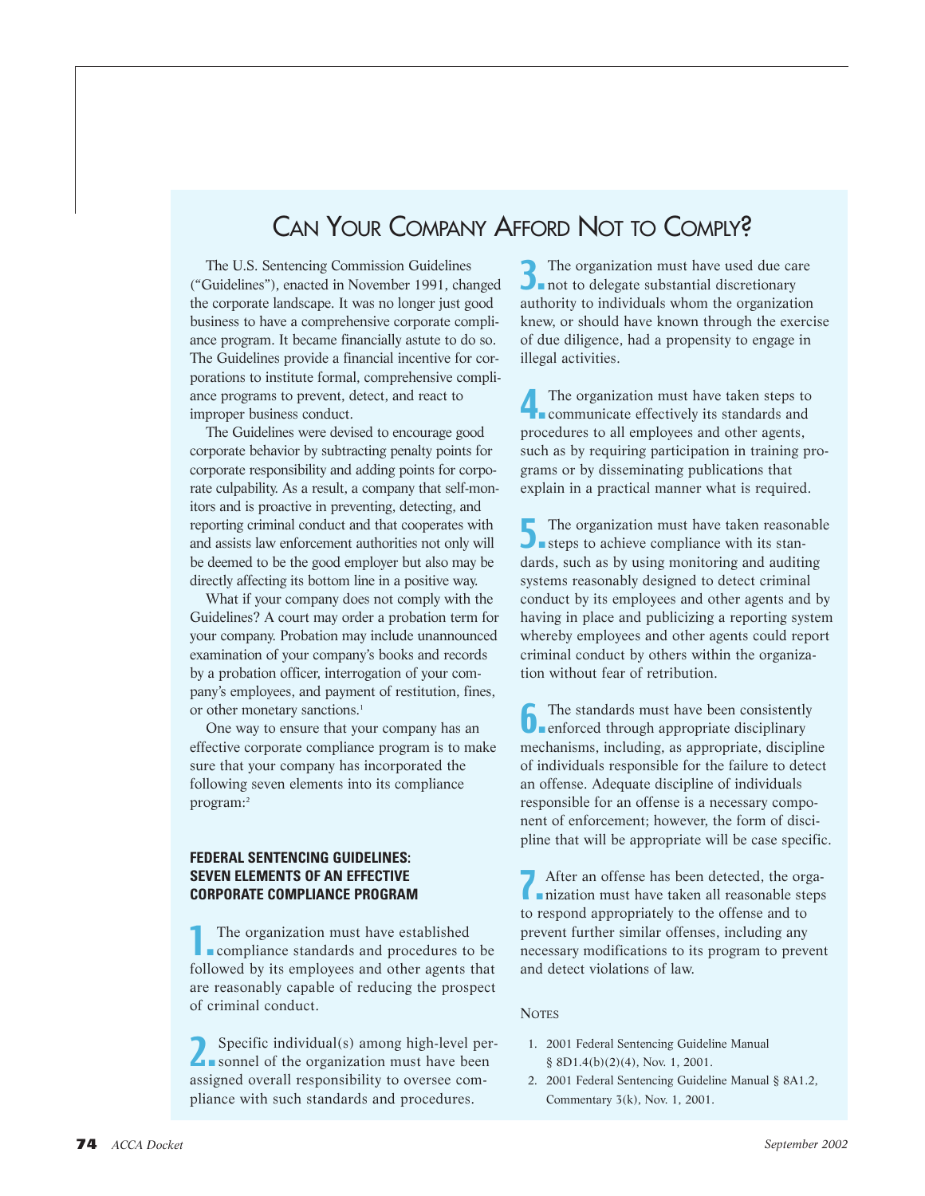# Can Your Company Afford Not to Comply?

The U.S. Sentencing Commission Guidelines ("Guidelines"), enacted in November 1991, changed the corporate landscape. It was no longer just good business to have a comprehensive corporate compliance program. It became financially astute to do so. The Guidelines provide a financial incentive for corporations to institute formal, comprehensive compliance programs to prevent, detect, and react to improper business conduct.

The Guidelines were devised to encourage good corporate behavior by subtracting penalty points for corporate responsibility and adding points for corporate culpability. As a result, a company that self-monitors and is proactive in preventing, detecting, and reporting criminal conduct and that cooperates with and assists law enforcement authorities not only will be deemed to be the good employer but also may be directly affecting its bottom line in a positive way.

What if your company does not comply with the Guidelines? A court may order a probation term for your company. Probation may include unannounced examination of your company's books and records by a probation officer, interrogation of your company's employees, and payment of restitution, fines, or other monetary sanctions.[1]

One way to ensure that your company has an effective corporate compliance program is to make sure that your company has incorporated the following seven elements into its compliance program:[2]

### FEDERAL SENTENCING GUIDELINES: SEVEN ELEMENTS OF AN EFFECTIVE CORPORATE COMPLIANCE PROGRAM

**1.** The organization must have established compliance standards and procedures to be followed by its employees and other agents that are reasonably capable of reducing the prospect of criminal conduct.

**2.** Specific individual(s) among high-level personnel of the organization must have been assigned overall responsibility to oversee compliance with such standards and procedures.

**3.** The organization must have used due care not to delegate substantial discretionary authority to individuals whom the organization knew, or should have known through the exercise of due diligence, had a propensity to engage in illegal activities.

**4.** The organization must have taken steps to communicate effectively its standards and procedures to all employees and other agents, such as by requiring participation in training programs or by disseminating publications that explain in a practical manner what is required.

**5.** The organization must have taken reasonable steps to achieve compliance with its standards, such as by using monitoring and auditing systems reasonably designed to detect criminal conduct by its employees and other agents and by having in place and publicizing a reporting system whereby employees and other agents could report criminal conduct by others within the organization without fear of retribution.

**6.** The standards must have been consistently enforced through appropriate disciplinary mechanisms, including, as appropriate, discipline of individuals responsible for the failure to detect an offense. Adequate discipline of individuals responsible for an offense is a necessary component of enforcement; however, the form of discipline that will be appropriate will be case specific.

**7.** After an offense has been detected, the organization must have taken all reasonable steps to respond appropriately to the offense and to prevent further similar offenses, including any necessary modifications to its program to prevent and detect violations of law.

#### Notes

1. 2001 Federal Sentencing Guideline Manual § 8D1.4(b)(2)(4), Nov. 1, 2001.
2. 2001 Federal Sentencing Guideline Manual § 8A1.2, Commentary 3(k), Nov. 1, 2001.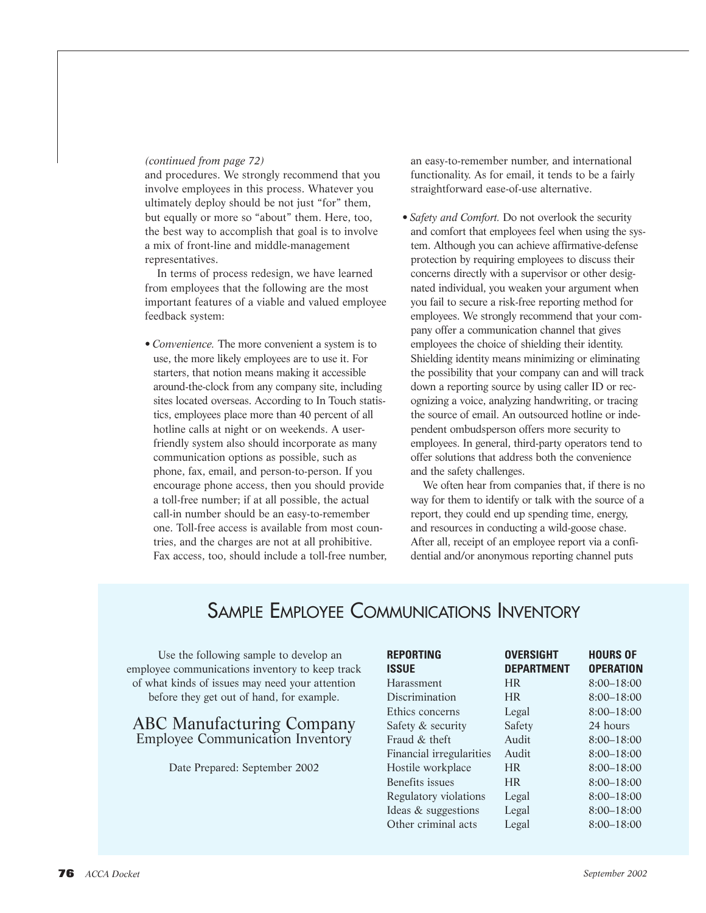*(continued from page 72)*
and procedures. We strongly recommend that you involve employees in this process. Whatever you ultimately deploy should be not just "for" them, but equally or more so "about" them. Here, too, the best way to accomplish that goal is to involve a mix of front-line and middle-management representatives.

In terms of process redesign, we have learned from employees that the following are the most important features of a viable and valued employee feedback system:

- *Convenience.* The more convenient a system is to use, the more likely employees are to use it. For starters, that notion means making it accessible around-the-clock from any company site, including sites located overseas. According to In Touch statistics, employees place more than 40 percent of all hotline calls at night or on weekends. A user-friendly system also should incorporate as many communication options as possible, such as phone, fax, email, and person-to-person. If you encourage phone access, then you should provide a toll-free number; if at all possible, the actual call-in number should be an easy-to-remember one. Toll-free access is available from most countries, and the charges are not at all prohibitive. Fax access, too, should include a toll-free number, an easy-to-remember number, and international functionality. As for email, it tends to be a fairly straightforward ease-of-use alternative.

- *Safety and Comfort.* Do not overlook the security and comfort that employees feel when using the system. Although you can achieve affirmative-defense protection by requiring employees to discuss their concerns directly with a supervisor or other designated individual, you weaken your argument when you fail to secure a risk-free reporting method for employees. We strongly recommend that your company offer a communication channel that gives employees the choice of shielding their identity. Shielding identity means minimizing or eliminating the possibility that your company can and will track down a reporting source by using caller ID or recognizing a voice, analyzing handwriting, or tracing the source of email. An outsourced hotline or independent ombudsperson offers more security to employees. In general, third-party operators tend to offer solutions that address both the convenience and the safety challenges.

We often hear from companies that, if there is no way for them to identify or talk with the source of a report, they could end up spending time, energy, and resources in conducting a wild-goose chase. After all, receipt of an employee report via a confidential and/or anonymous reporting channel puts

## Sample Employee Communications Inventory

Use the following sample to develop an employee communications inventory to keep track of what kinds of issues may need your attention before they get out of hand, for example.

### ABC Manufacturing Company
Employee Communication Inventory

Date Prepared: September 2002

| REPORTING ISSUE | OVERSIGHT DEPARTMENT | HOURS OF OPERATION |
|---|---|---|
| Harassment | HR | 8:00–18:00 |
| Discrimination | HR | 8:00–18:00 |
| Ethics concerns | Legal | 8:00–18:00 |
| Safety & security | Safety | 24 hours |
| Fraud & theft | Audit | 8:00–18:00 |
| Financial irregularities | Audit | 8:00–18:00 |
| Hostile workplace | HR | 8:00–18:00 |
| Benefits issues | HR | 8:00–18:00 |
| Regulatory violations | Legal | 8:00–18:00 |
| Ideas & suggestions | Legal | 8:00–18:00 |
| Other criminal acts | Legal | 8:00–18:00 |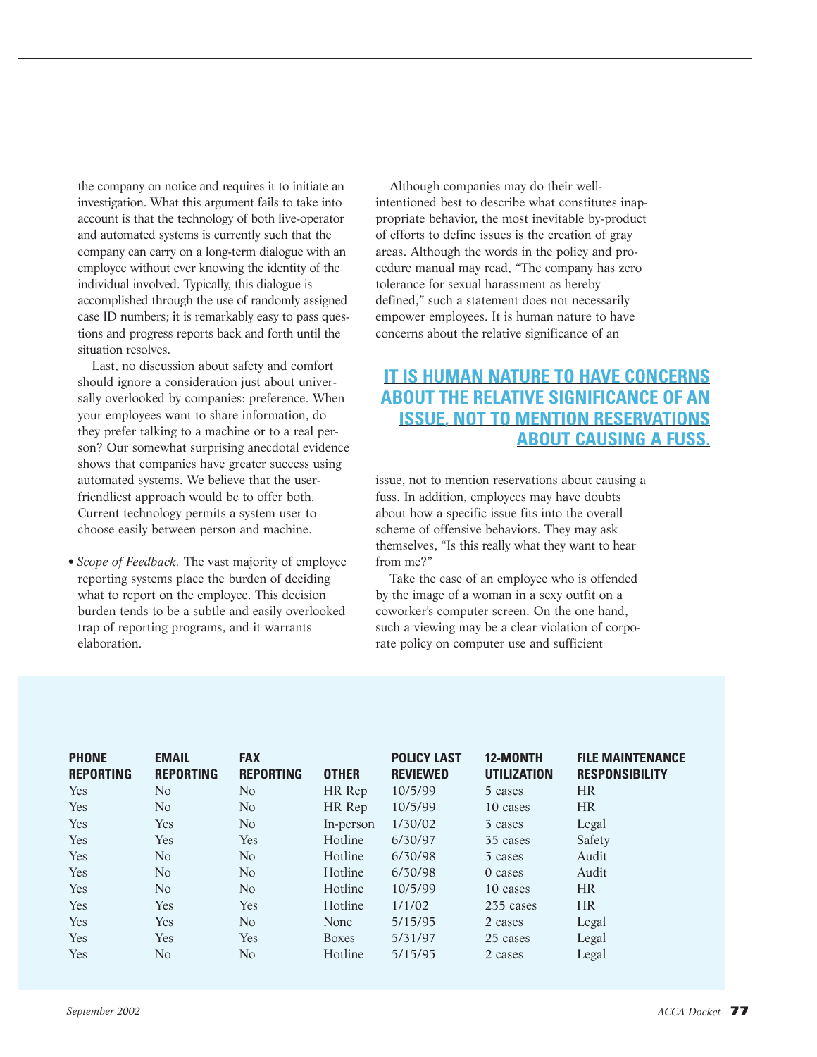the company on notice and requires it to initiate an investigation. What this argument fails to take into account is that the technology of both live-operator and automated systems is currently such that the company can carry on a long-term dialogue with an employee without ever knowing the identity of the individual involved. Typically, this dialogue is accomplished through the use of randomly assigned case ID numbers; it is remarkably easy to pass questions and progress reports back and forth until the situation resolves.

Last, no discussion about safety and comfort should ignore a consideration just about universally overlooked by companies: preference. When your employees want to share information, do they prefer talking to a machine or to a real person? Our somewhat surprising anecdotal evidence shows that companies have greater success using automated systems. We believe that the user-friendliest approach would be to offer both. Current technology permits a system user to choose easily between person and machine.

- *Scope of Feedback.* The vast majority of employee reporting systems place the burden of deciding what to report on the employee. This decision burden tends to be a subtle and easily overlooked trap of reporting programs, and it warrants elaboration.

Although companies may do their well-intentioned best to describe what constitutes inappropriate behavior, the most inevitable by-product of efforts to define issues is the creation of gray areas. Although the words in the policy and procedure manual may read, "The company has zero tolerance for sexual harassment as hereby defined," such a statement does not necessarily empower employees. It is human nature to have concerns about the relative significance of an issue, not to mention reservations about causing a fuss. In addition, employees may have doubts about how a specific issue fits into the overall scheme of offensive behaviors. They may ask themselves, "Is this really what they want to hear from me?"

**IT IS HUMAN NATURE TO HAVE CONCERNS ABOUT THE RELATIVE SIGNIFICANCE OF AN ISSUE, NOT TO MENTION RESERVATIONS ABOUT CAUSING A FUSS.**

Take the case of an employee who is offended by the image of a woman in a sexy outfit on a coworker's computer screen. On the one hand, such a viewing may be a clear violation of corporate policy on computer use and sufficient

| PHONE REPORTING | EMAIL REPORTING | FAX REPORTING | OTHER | POLICY LAST REVIEWED | 12-MONTH UTILIZATION | FILE MAINTENANCE RESPONSIBILITY |
|---|---|---|---|---|---|---|
| Yes | No | No | HR Rep | 10/5/99 | 5 cases | HR |
| Yes | No | No | HR Rep | 10/5/99 | 10 cases | HR |
| Yes | Yes | No | In-person | 1/30/02 | 3 cases | Legal |
| Yes | Yes | Yes | Hotline | 6/30/97 | 35 cases | Safety |
| Yes | No | No | Hotline | 6/30/98 | 3 cases | Audit |
| Yes | No | No | Hotline | 6/30/98 | 0 cases | Audit |
| Yes | No | No | Hotline | 10/5/99 | 10 cases | HR |
| Yes | Yes | Yes | Hotline | 1/1/02 | 235 cases | HR |
| Yes | Yes | No | None | 5/15/95 | 2 cases | Legal |
| Yes | Yes | Yes | Boxes | 5/31/97 | 25 cases | Legal |
| Yes | No | No | Hotline | 5/15/95 | 2 cases | Legal |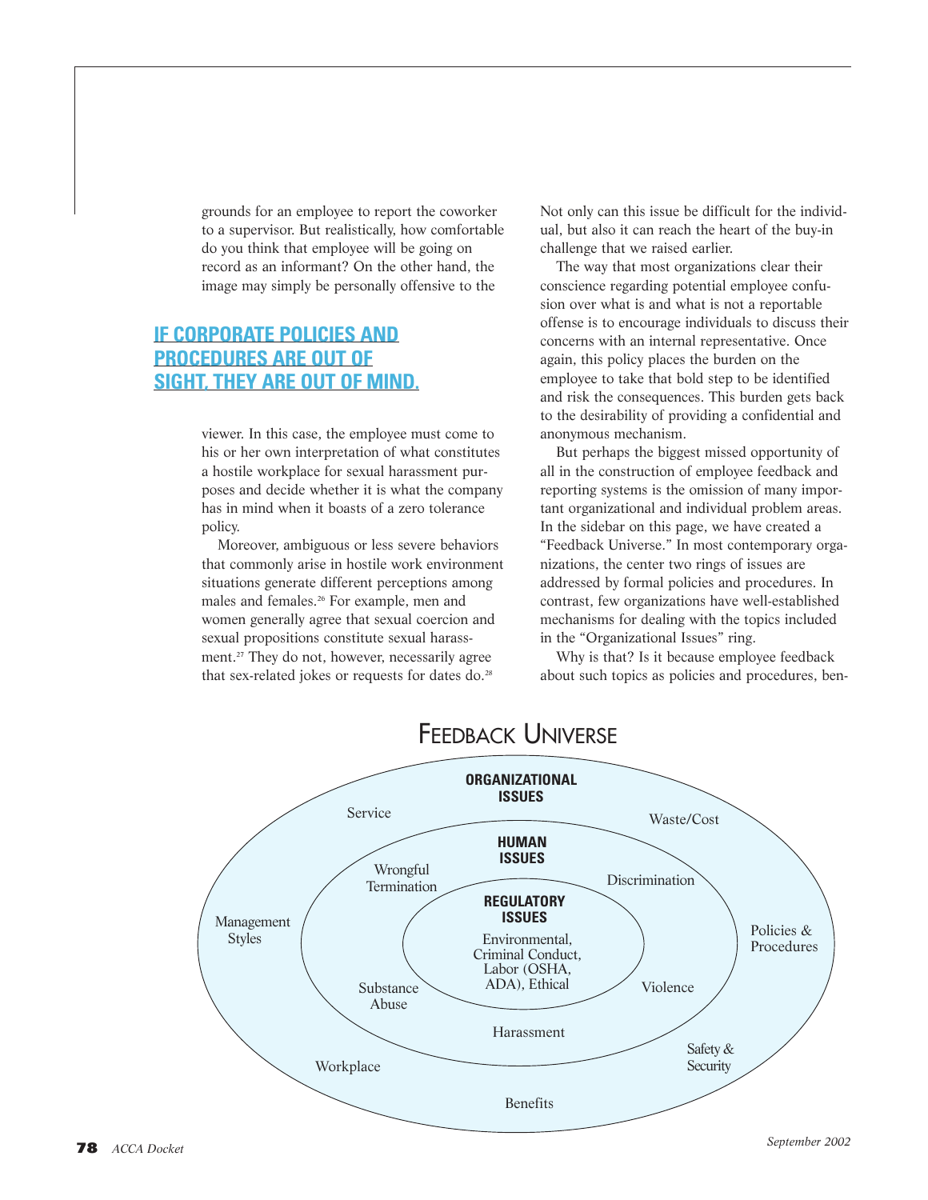grounds for an employee to report the coworker to a supervisor. But realistically, how comfortable do you think that employee will be going on record as an informant? On the other hand, the image may simply be personally offensive to the viewer. In this case, the employee must come to his or her own interpretation of what constitutes a hostile workplace for sexual harassment purposes and decide whether it is what the company has in mind when it boasts of a zero tolerance policy.

**IF CORPORATE POLICIES AND PROCEDURES ARE OUT OF SIGHT, THEY ARE OUT OF MIND.**

Moreover, ambiguous or less severe behaviors that commonly arise in hostile work environment situations generate different perceptions among males and females.[26] For example, men and women generally agree that sexual coercion and sexual propositions constitute sexual harassment.[27] They do not, however, necessarily agree that sex-related jokes or requests for dates do.[28] Not only can this issue be difficult for the individual, but also it can reach the heart of the buy-in challenge that we raised earlier.

The way that most organizations clear their conscience regarding potential employee confusion over what is and what is not a reportable offense is to encourage individuals to discuss their concerns with an internal representative. Once again, this policy places the burden on the employee to take that bold step to be identified and risk the consequences. This burden gets back to the desirability of providing a confidential and anonymous mechanism.

But perhaps the biggest missed opportunity of all in the construction of employee feedback and reporting systems is the omission of many important organizational and individual problem areas. In the sidebar on this page, we have created a "Feedback Universe." In most contemporary organizations, the center two rings of issues are addressed by formal policies and procedures. In contrast, few organizations have well-established mechanisms for dealing with the topics included in the "Organizational Issues" ring.

Why is that? Is it because employee feedback about such topics as policies and procedures, ben-

## Feedback Universe

**ORGANIZATIONAL ISSUES**

Service, Waste/Cost, Management Styles, Policies & Procedures, Workplace, Safety & Security, Benefits

**HUMAN ISSUES**

Wrongful Termination, Discrimination, Substance Abuse, Violence, Harassment

**REGULATORY ISSUES**

Environmental, Criminal Conduct, Labor (OSHA, ADA), Ethical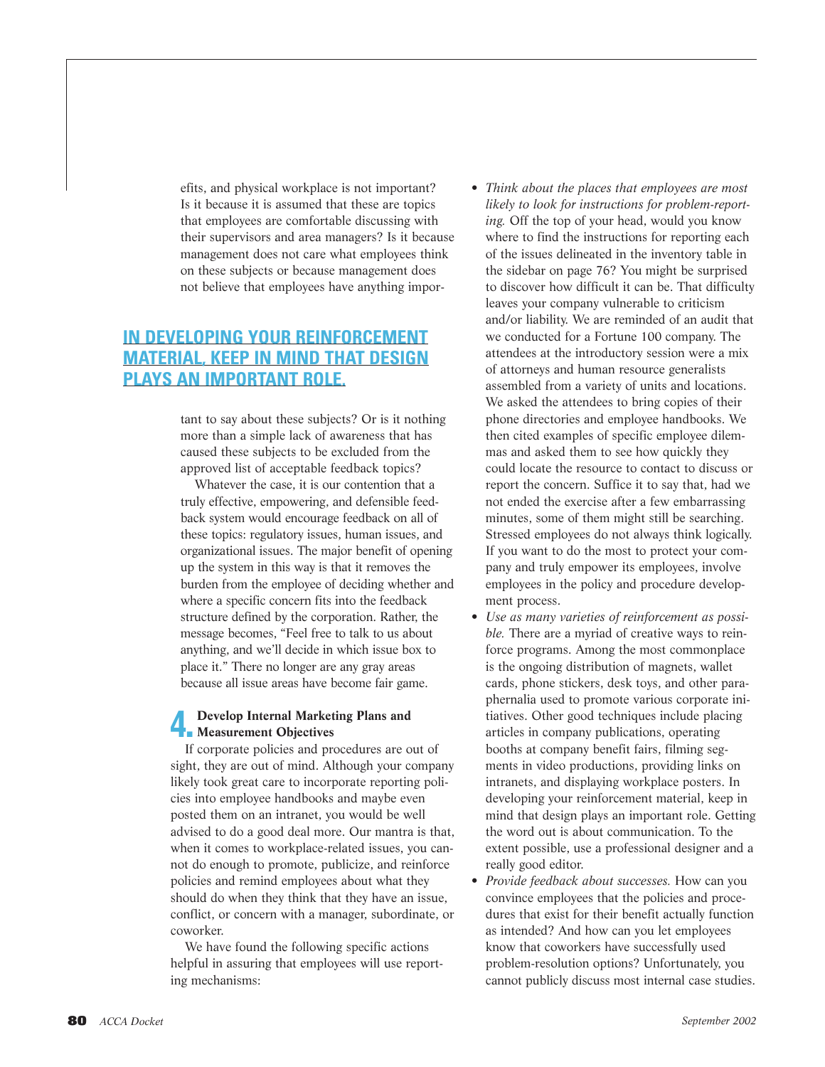efits, and physical workplace is not important? Is it because it is assumed that these are topics that employees are comfortable discussing with their supervisors and area managers? Is it because management does not care what employees think on these subjects or because management does not believe that employees have anything important to say about these subjects? Or is it nothing more than a simple lack of awareness that has caused these subjects to be excluded from the approved list of acceptable feedback topics?

**IN DEVELOPING YOUR REINFORCEMENT MATERIAL, KEEP IN MIND THAT DESIGN PLAYS AN IMPORTANT ROLE.**

Whatever the case, it is our contention that a truly effective, empowering, and defensible feedback system would encourage feedback on all of these topics: regulatory issues, human issues, and organizational issues. The major benefit of opening up the system in this way is that it removes the burden from the employee of deciding whether and where a specific concern fits into the feedback structure defined by the corporation. Rather, the message becomes, "Feel free to talk to us about anything, and we'll decide in which issue box to place it." There no longer are any gray areas because all issue areas have become fair game.

### 4. Develop Internal Marketing Plans and Measurement Objectives

If corporate policies and procedures are out of sight, they are out of mind. Although your company likely took great care to incorporate reporting policies into employee handbooks and maybe even posted them on an intranet, you would be well advised to do a good deal more. Our mantra is that, when it comes to workplace-related issues, you cannot do enough to promote, publicize, and reinforce policies and remind employees about what they should do when they think that they have an issue, conflict, or concern with a manager, subordinate, or coworker.

We have found the following specific actions helpful in assuring that employees will use reporting mechanisms:

- *Think about the places that employees are most likely to look for instructions for problem-reporting.* Off the top of your head, would you know where to find the instructions for reporting each of the issues delineated in the inventory table in the sidebar on page 76? You might be surprised to discover how difficult it can be. That difficulty leaves your company vulnerable to criticism and/or liability. We are reminded of an audit that we conducted for a Fortune 100 company. The attendees at the introductory session were a mix of attorneys and human resource generalists assembled from a variety of units and locations. We asked the attendees to bring copies of their phone directories and employee handbooks. We then cited examples of specific employee dilemmas and asked them to see how quickly they could locate the resource to contact to discuss or report the concern. Suffice it to say that, had we not ended the exercise after a few embarrassing minutes, some of them might still be searching. Stressed employees do not always think logically. If you want to do the most to protect your company and truly empower its employees, involve employees in the policy and procedure development process.
- *Use as many varieties of reinforcement as possible.* There are a myriad of creative ways to reinforce programs. Among the most commonplace is the ongoing distribution of magnets, wallet cards, phone stickers, desk toys, and other paraphernalia used to promote various corporate initiatives. Other good techniques include placing articles in company publications, operating booths at company benefit fairs, filming segments in video productions, providing links on intranets, and displaying workplace posters. In developing your reinforcement material, keep in mind that design plays an important role. Getting the word out is about communication. To the extent possible, use a professional designer and a really good editor.
- *Provide feedback about successes.* How can you convince employees that the policies and procedures that exist for their benefit actually function as intended? And how can you let employees know that coworkers have successfully used problem-resolution options? Unfortunately, you cannot publicly discuss most internal case studies.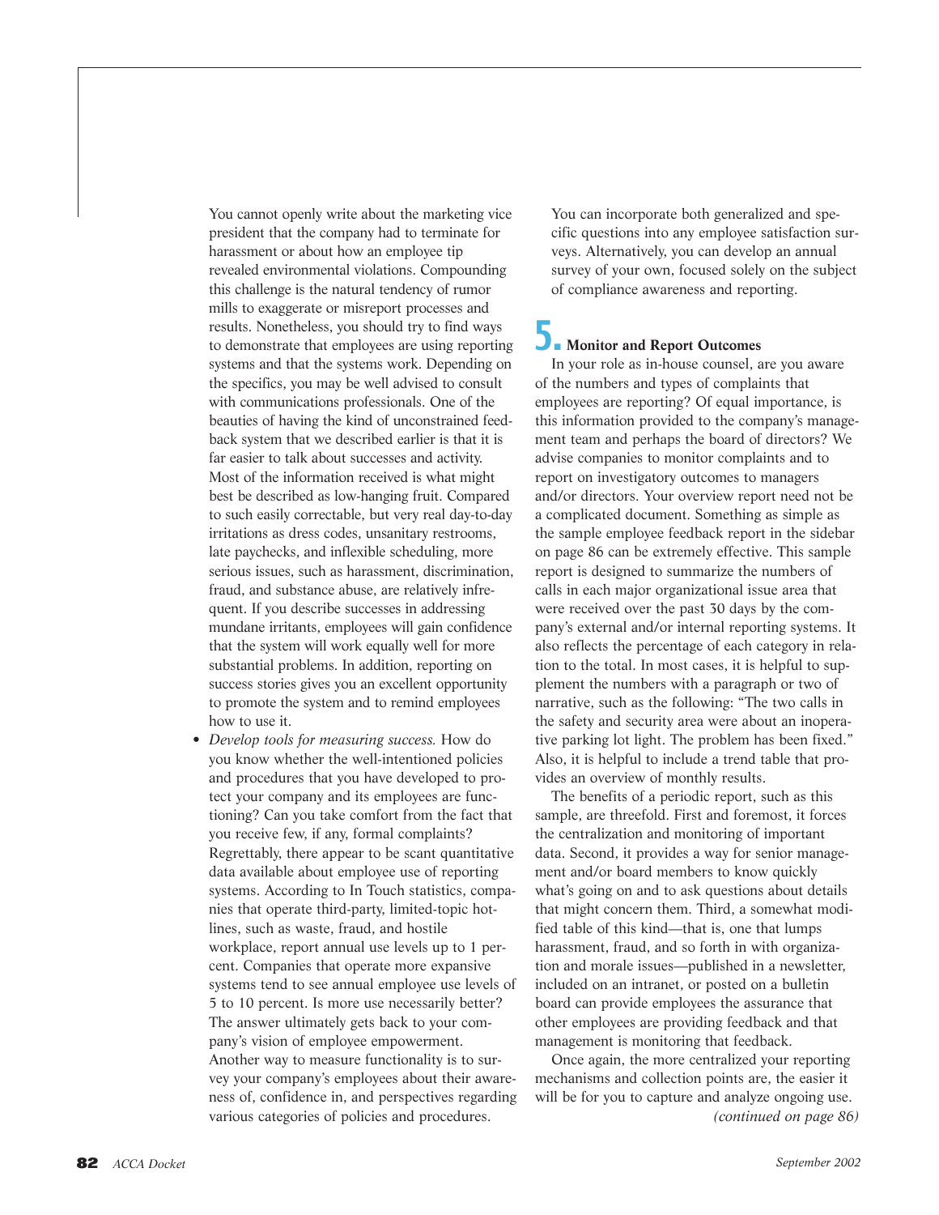You cannot openly write about the marketing vice president that the company had to terminate for harassment or about how an employee tip revealed environmental violations. Compounding this challenge is the natural tendency of rumor mills to exaggerate or misreport processes and results. Nonetheless, you should try to find ways to demonstrate that employees are using reporting systems and that the systems work. Depending on the specifics, you may be well advised to consult with communications professionals. One of the beauties of having the kind of unconstrained feedback system that we described earlier is that it is far easier to talk about successes and activity. Most of the information received is what might best be described as low-hanging fruit. Compared to such easily correctable, but very real day-to-day irritations as dress codes, unsanitary restrooms, late paychecks, and inflexible scheduling, more serious issues, such as harassment, discrimination, fraud, and substance abuse, are relatively infrequent. If you describe successes in addressing mundane irritants, employees will gain confidence that the system will work equally well for more substantial problems. In addition, reporting on success stories gives you an excellent opportunity to promote the system and to remind employees how to use it.

- *Develop tools for measuring success.* How do you know whether the well-intentioned policies and procedures that you have developed to protect your company and its employees are functioning? Can you take comfort from the fact that you receive few, if any, formal complaints? Regrettably, there appear to be scant quantitative data available about employee use of reporting systems. According to In Touch statistics, companies that operate third-party, limited-topic hotlines, such as waste, fraud, and hostile workplace, report annual use levels up to 1 percent. Companies that operate more expansive systems tend to see annual employee use levels of 5 to 10 percent. Is more use necessarily better? The answer ultimately gets back to your company's vision of employee empowerment. Another way to measure functionality is to survey your company's employees about their awareness of, confidence in, and perspectives regarding various categories of policies and procedures. You can incorporate both generalized and specific questions into any employee satisfaction surveys. Alternatively, you can develop an annual survey of your own, focused solely on the subject of compliance awareness and reporting.

## 5. Monitor and Report Outcomes

In your role as in-house counsel, are you aware of the numbers and types of complaints that employees are reporting? Of equal importance, is this information provided to the company's management team and perhaps the board of directors? We advise companies to monitor complaints and to report on investigatory outcomes to managers and/or directors. Your overview report need not be a complicated document. Something as simple as the sample employee feedback report in the sidebar on page 86 can be extremely effective. This sample report is designed to summarize the numbers of calls in each major organizational issue area that were received over the past 30 days by the company's external and/or internal reporting systems. It also reflects the percentage of each category in relation to the total. In most cases, it is helpful to supplement the numbers with a paragraph or two of narrative, such as the following: "The two calls in the safety and security area were about an inoperative parking lot light. The problem has been fixed." Also, it is helpful to include a trend table that provides an overview of monthly results.

The benefits of a periodic report, such as this sample, are threefold. First and foremost, it forces the centralization and monitoring of important data. Second, it provides a way for senior management and/or board members to know quickly what's going on and to ask questions about details that might concern them. Third, a somewhat modified table of this kind—that is, one that lumps harassment, fraud, and so forth in with organization and morale issues—published in a newsletter, included on an intranet, or posted on a bulletin board can provide employees the assurance that other employees are providing feedback and that management is monitoring that feedback.

Once again, the more centralized your reporting mechanisms and collection points are, the easier it will be for you to capture and analyze ongoing use.

*(continued on page 86)*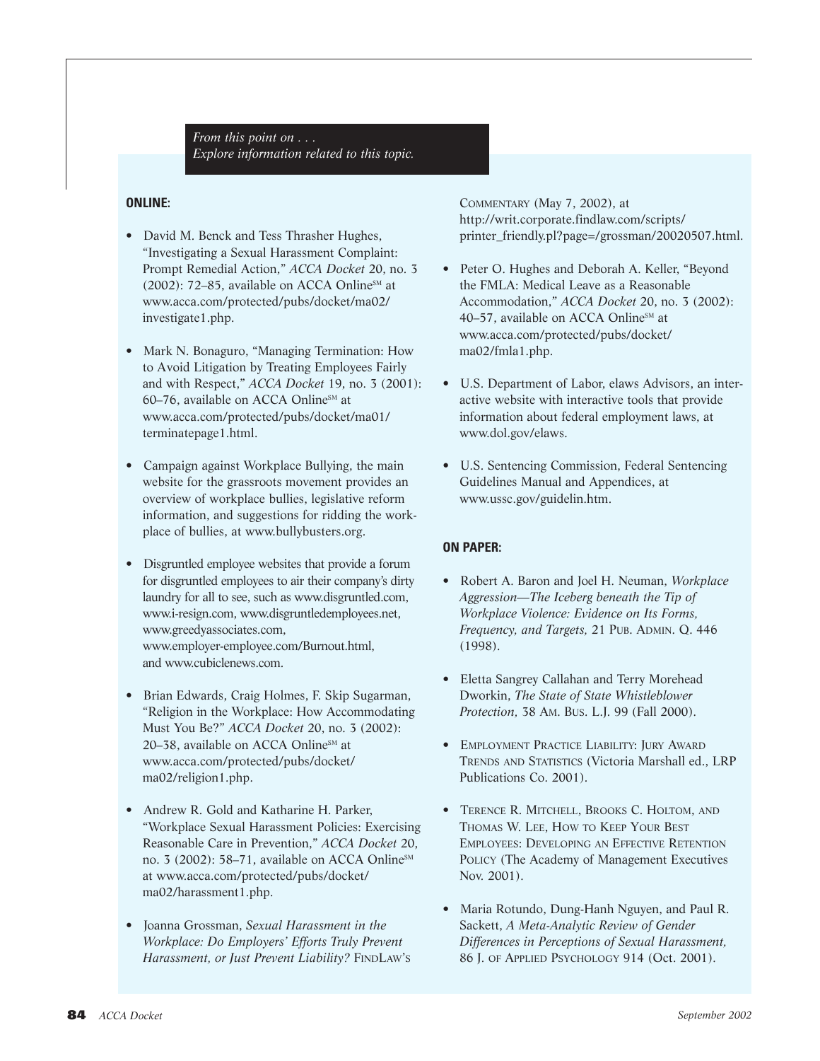*From this point on . . .*
*Explore information related to this topic.*

**ONLINE:**

- David M. Benck and Tess Thrasher Hughes, "Investigating a Sexual Harassment Complaint: Prompt Remedial Action," *ACCA Docket* 20, no. 3 (2002): 72–85, available on ACCA Online℠ at www.acca.com/protected/pubs/docket/ma02/investigate1.php.

- Mark N. Bonaguro, "Managing Termination: How to Avoid Litigation by Treating Employees Fairly and with Respect," *ACCA Docket* 19, no. 3 (2001): 60–76, available on ACCA Online℠ at www.acca.com/protected/pubs/docket/ma01/terminatepage1.html.

- Campaign against Workplace Bullying, the main website for the grassroots movement provides an overview of workplace bullies, legislative reform information, and suggestions for ridding the workplace of bullies, at www.bullybusters.org.

- Disgruntled employee websites that provide a forum for disgruntled employees to air their company's dirty laundry for all to see, such as www.disgruntled.com, www.i-resign.com, www.disgruntledemployees.net, www.greedyassociates.com, www.employer-employee.com/Burnout.html, and www.cubiclenews.com.

- Brian Edwards, Craig Holmes, F. Skip Sugarman, "Religion in the Workplace: How Accommodating Must You Be?" *ACCA Docket* 20, no. 3 (2002): 20–38, available on ACCA Online℠ at www.acca.com/protected/pubs/docket/ma02/religion1.php.

- Andrew R. Gold and Katharine H. Parker, "Workplace Sexual Harassment Policies: Exercising Reasonable Care in Prevention," *ACCA Docket* 20, no. 3 (2002): 58–71, available on ACCA Online℠ at www.acca.com/protected/pubs/docket/ma02/harassment1.php.

- Joanna Grossman, *Sexual Harassment in the Workplace: Do Employers' Efforts Truly Prevent Harassment, or Just Prevent Liability?* FindLaw's Commentary (May 7, 2002), at http://writ.corporate.findlaw.com/scripts/printer_friendly.pl?page=/grossman/20020507.html.

- Peter O. Hughes and Deborah A. Keller, "Beyond the FMLA: Medical Leave as a Reasonable Accommodation," *ACCA Docket* 20, no. 3 (2002): 40–57, available on ACCA Online℠ at www.acca.com/protected/pubs/docket/ma02/fmla1.php.

- U.S. Department of Labor, elaws Advisors, an interactive website with interactive tools that provide information about federal employment laws, at www.dol.gov/elaws.

- U.S. Sentencing Commission, Federal Sentencing Guidelines Manual and Appendices, at www.ussc.gov/guidelin.htm.

**ON PAPER:**

- Robert A. Baron and Joel H. Neuman, *Workplace Aggression—The Iceberg beneath the Tip of Workplace Violence: Evidence on Its Forms, Frequency, and Targets,* 21 Pub. Admin. Q. 446 (1998).

- Eletta Sangrey Callahan and Terry Morehead Dworkin, *The State of State Whistleblower Protection,* 38 Am. Bus. L.J. 99 (Fall 2000).

- Employment Practice Liability: Jury Award Trends and Statistics (Victoria Marshall ed., LRP Publications Co. 2001).

- Terence R. Mitchell, Brooks C. Holtom, and Thomas W. Lee, How to Keep Your Best Employees: Developing an Effective Retention Policy (The Academy of Management Executives Nov. 2001).

- Maria Rotundo, Dung-Hanh Nguyen, and Paul R. Sackett, *A Meta-Analytic Review of Gender Differences in Perceptions of Sexual Harassment,* 86 J. of Applied Psychology 914 (Oct. 2001).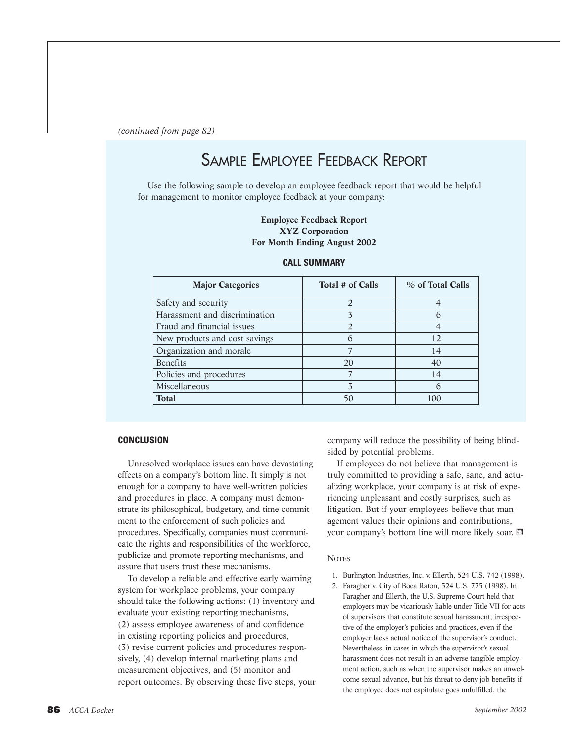*(continued from page 82)*

## Sample Employee Feedback Report

Use the following sample to develop an employee feedback report that would be helpful for management to monitor employee feedback at your company:

**Employee Feedback Report**
**XYZ Corporation**
**For Month Ending August 2002**

**CALL SUMMARY**

| Major Categories | Total # of Calls | % of Total Calls |
|---|---|---|
| Safety and security | 2 | 4 |
| Harassment and discrimination | 3 | 6 |
| Fraud and financial issues | 2 | 4 |
| New products and cost savings | 6 | 12 |
| Organization and morale | 7 | 14 |
| Benefits | 20 | 40 |
| Policies and procedures | 7 | 14 |
| Miscellaneous | 3 | 6 |
| **Total** | 50 | 100 |

### CONCLUSION

Unresolved workplace issues can have devastating effects on a company's bottom line. It simply is not enough for a company to have well-written policies and procedures in place. A company must demonstrate its philosophical, budgetary, and time commitment to the enforcement of such policies and procedures. Specifically, companies must communicate the rights and responsibilities of the workforce, publicize and promote reporting mechanisms, and assure that users trust these mechanisms.

To develop a reliable and effective early warning system for workplace problems, your company should take the following actions: (1) inventory and evaluate your existing reporting mechanisms, (2) assess employee awareness of and confidence in existing reporting policies and procedures, (3) revise current policies and procedures responsively, (4) develop internal marketing plans and measurement objectives, and (5) monitor and report outcomes. By observing these five steps, your company will reduce the possibility of being blindsided by potential problems.

If employees do not believe that management is truly committed to providing a safe, sane, and actualizing workplace, your company is at risk of experiencing unpleasant and costly surprises, such as litigation. But if your employees believe that management values their opinions and contributions, your company's bottom line will more likely soar. ❐

NOTES

1. Burlington Industries, Inc. v. Ellerth, 524 U.S. 742 (1998).
2. Faragher v. City of Boca Raton, 524 U.S. 775 (1998). In Faragher and Ellerth, the U.S. Supreme Court held that employers may be vicariously liable under Title VII for acts of supervisors that constitute sexual harassment, irrespective of the employer's policies and practices, even if the employer lacks actual notice of the supervisor's conduct. Nevertheless, in cases in which the supervisor's sexual harassment does not result in an adverse tangible employment action, such as when the supervisor makes an unwelcome sexual advance, but his threat to deny job benefits if the employee does not capitulate goes unfulfilled, the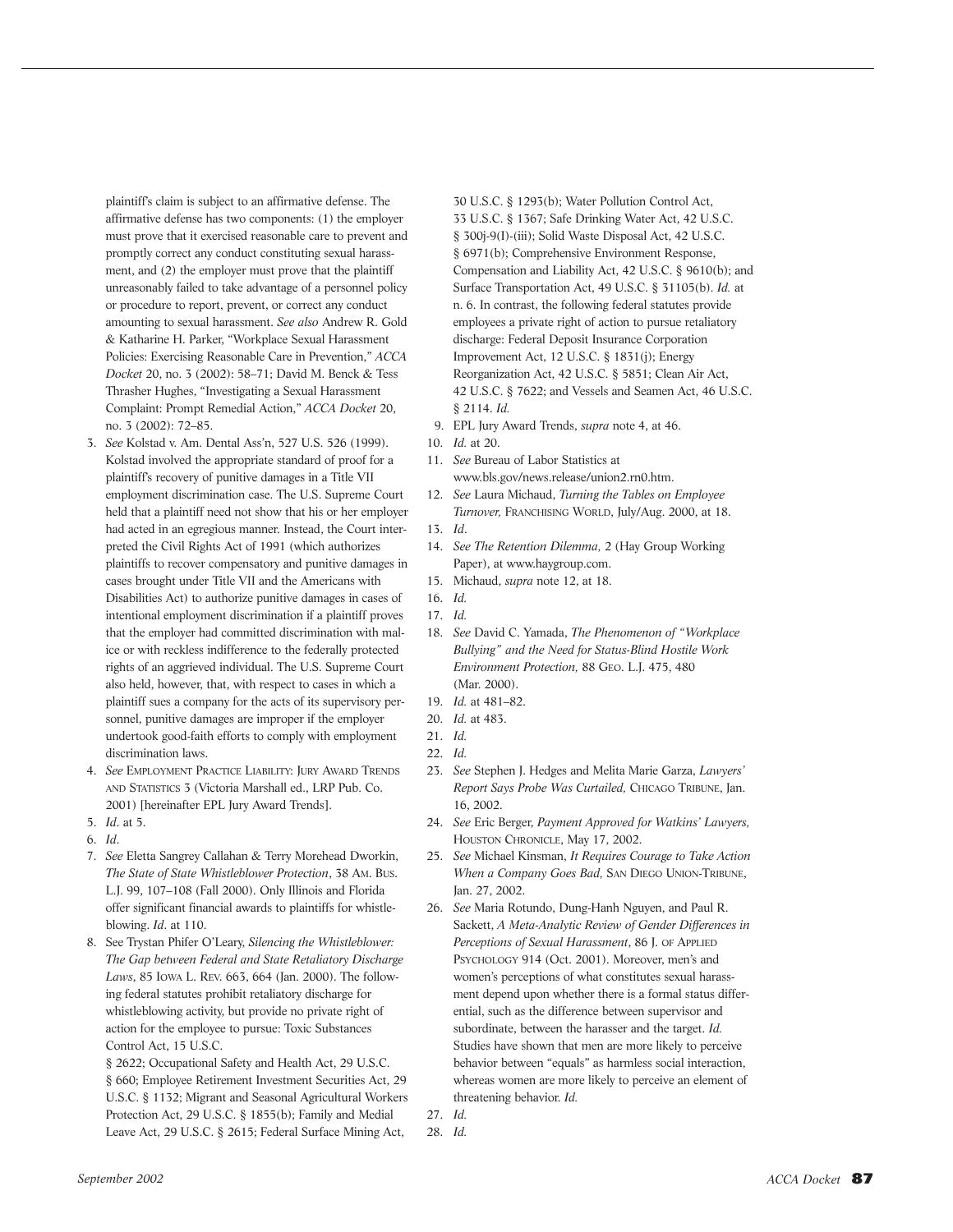plaintiff's claim is subject to an affirmative defense. The affirmative defense has two components: (1) the employer must prove that it exercised reasonable care to prevent and promptly correct any conduct constituting sexual harassment, and (2) the employer must prove that the plaintiff unreasonably failed to take advantage of a personnel policy or procedure to report, prevent, or correct any conduct amounting to sexual harassment. *See also* Andrew R. Gold & Katharine H. Parker, "Workplace Sexual Harassment Policies: Exercising Reasonable Care in Prevention," *ACCA Docket* 20, no. 3 (2002): 58–71; David M. Benck & Tess Thrasher Hughes, "Investigating a Sexual Harassment Complaint: Prompt Remedial Action," *ACCA Docket* 20, no. 3 (2002): 72–85.

3. *See* Kolstad v. Am. Dental Ass'n, 527 U.S. 526 (1999). Kolstad involved the appropriate standard of proof for a plaintiff's recovery of punitive damages in a Title VII employment discrimination case. The U.S. Supreme Court held that a plaintiff need not show that his or her employer had acted in an egregious manner. Instead, the Court interpreted the Civil Rights Act of 1991 (which authorizes plaintiffs to recover compensatory and punitive damages in cases brought under Title VII and the Americans with Disabilities Act) to authorize punitive damages in cases of intentional employment discrimination if a plaintiff proves that the employer had committed discrimination with malice or with reckless indifference to the federally protected rights of an aggrieved individual. The U.S. Supreme Court also held, however, that, with respect to cases in which a plaintiff sues a company for the acts of its supervisory personnel, punitive damages are improper if the employer undertook good-faith efforts to comply with employment discrimination laws.
4. *See* EMPLOYMENT PRACTICE LIABILITY: JURY AWARD TRENDS AND STATISTICS 3 (Victoria Marshall ed., LRP Pub. Co. 2001) [hereinafter EPL Jury Award Trends].
5. *Id*. at 5.
6. *Id*.
7. *See* Eletta Sangrey Callahan & Terry Morehead Dworkin, *The State of State Whistleblower Protection*, 38 AM. BUS. L.J. 99, 107–108 (Fall 2000). Only Illinois and Florida offer significant financial awards to plaintiffs for whistleblowing. *Id*. at 110.
8. See Trystan Phifer O'Leary, *Silencing the Whistleblower: The Gap between Federal and State Retaliatory Discharge Laws*, 85 IOWA L. REV. 663, 664 (Jan. 2000). The following federal statutes prohibit retaliatory discharge for whistleblowing activity, but provide no private right of action for the employee to pursue: Toxic Substances Control Act, 15 U.S.C. § 2622; Occupational Safety and Health Act, 29 U.S.C. § 660; Employee Retirement Investment Securities Act, 29 U.S.C. § 1132; Migrant and Seasonal Agricultural Workers Protection Act, 29 U.S.C. § 1855(b); Family and Medial Leave Act, 29 U.S.C. § 2615; Federal Surface Mining Act, 30 U.S.C. § 1293(b); Water Pollution Control Act, 33 U.S.C. § 1367; Safe Drinking Water Act, 42 U.S.C. § 300j-9(I)-(iii); Solid Waste Disposal Act, 42 U.S.C. § 6971(b); Comprehensive Environment Response, Compensation and Liability Act, 42 U.S.C. § 9610(b); and Surface Transportation Act, 49 U.S.C. § 31105(b). *Id.* at n. 6. In contrast, the following federal statutes provide employees a private right of action to pursue retaliatory discharge: Federal Deposit Insurance Corporation Improvement Act, 12 U.S.C. § 1831(j); Energy Reorganization Act, 42 U.S.C. § 5851; Clean Air Act, 42 U.S.C. § 7622; and Vessels and Seamen Act, 46 U.S.C. § 2114. *Id.*
9. EPL Jury Award Trends, *supra* note 4, at 46.
10. *Id.* at 20.
11. *See* Bureau of Labor Statistics at www.bls.gov/news.release/union2.rn0.htm.
12. *See* Laura Michaud, *Turning the Tables on Employee Turnover,* FRANCHISING WORLD, July/Aug. 2000, at 18.
13. *Id*.
14. *See The Retention Dilemma,* 2 (Hay Group Working Paper), at www.haygroup.com.
15. Michaud, *supra* note 12, at 18.
16. *Id.*
17. *Id.*
18. *See* David C. Yamada, *The Phenomenon of "Workplace Bullying" and the Need for Status-Blind Hostile Work Environment Protection,* 88 GEO. L.J. 475, 480 (Mar. 2000).
19. *Id.* at 481–82.
20. *Id.* at 483.
21. *Id.*
22. *Id.*
23. *See* Stephen J. Hedges and Melita Marie Garza, *Lawyers' Report Says Probe Was Curtailed,* CHICAGO TRIBUNE, Jan. 16, 2002.
24. *See* Eric Berger, *Payment Approved for Watkins' Lawyers,* HOUSTON CHRONICLE, May 17, 2002.
25. *See* Michael Kinsman, *It Requires Courage to Take Action When a Company Goes Bad,* SAN DIEGO UNION-TRIBUNE, Jan. 27, 2002.
26. *See* Maria Rotundo, Dung-Hanh Nguyen, and Paul R. Sackett, *A Meta-Analytic Review of Gender Differences in Perceptions of Sexual Harassment*, 86 J. OF APPLIED PSYCHOLOGY 914 (Oct. 2001). Moreover, men's and women's perceptions of what constitutes sexual harassment depend upon whether there is a formal status differential, such as the difference between supervisor and subordinate, between the harasser and the target. *Id.* Studies have shown that men are more likely to perceive behavior between "equals" as harmless social interaction, whereas women are more likely to perceive an element of threatening behavior. *Id.*
27. *Id.*
28. *Id.*